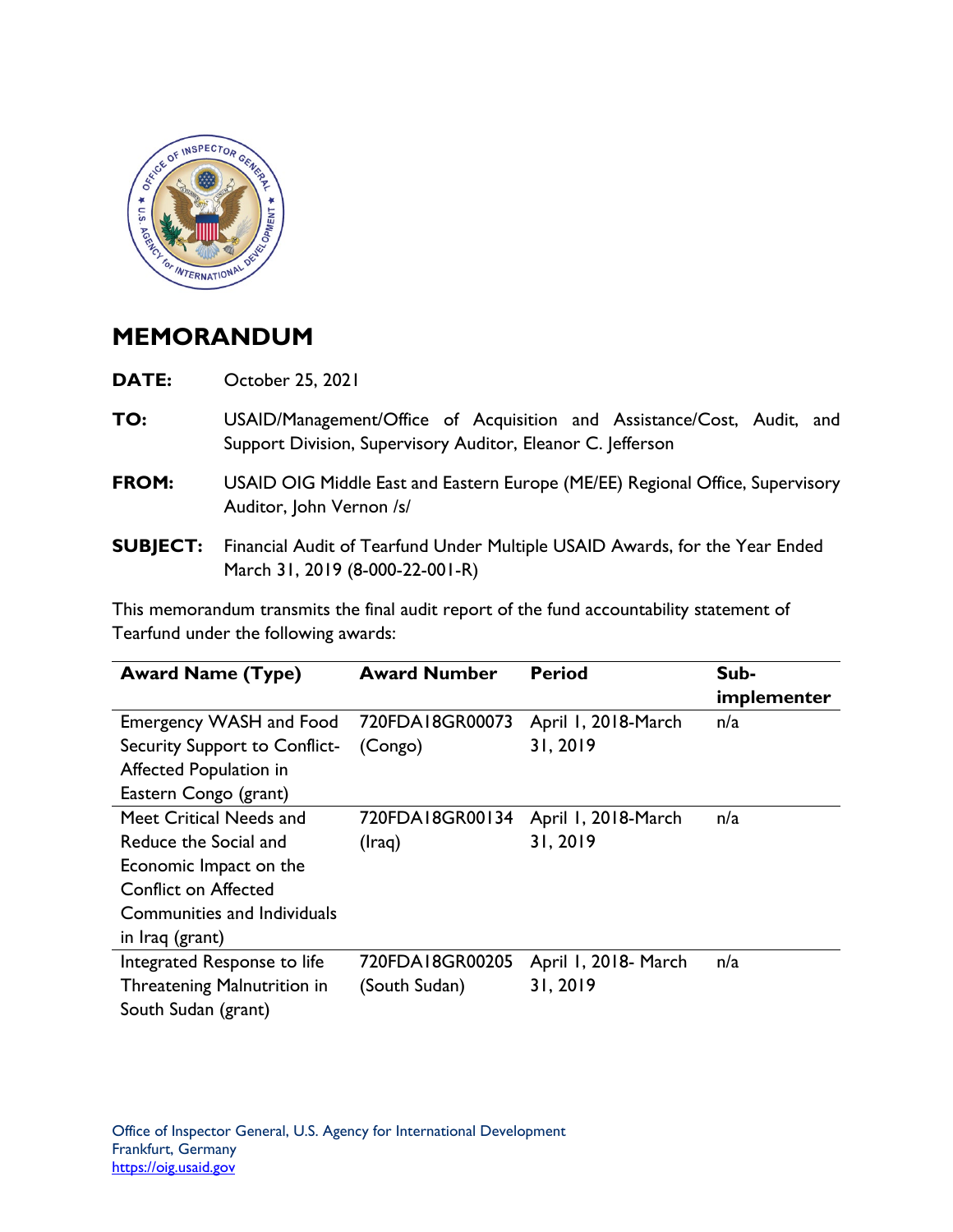# MEMORANDUM

**DATE:** October 25, 2021

**TO:** USAID/Management/Office of Acquisition and Assistance/Cost, Audit, and Support Division, Supervisory Auditor, Eleanor C. Jefferson

**FROM:** USAID OIG Middle East and Eastern Europe (ME/EE) Regional Office, Supervisory Auditor, John Vernon /s/

**SUBJECT:** Financial Audit of Tearfund Under Multiple USAID Awards, for the Year Ended March 31, 2019 (8-000-22-001-R)

This memorandum transmits the final audit report of the fund accountability statement of Tearfund under the following awards:

| Award Name (Type) | Award Number | Period | Sub-implementer |
|---|---|---|---|
| Emergency WASH and Food Security Support to Conflict-Affected Population in Eastern Congo (grant) | 720FDA18GR00073 (Congo) | April 1, 2018-March 31, 2019 | n/a |
| Meet Critical Needs and Reduce the Social and Economic Impact on the Conflict on Affected Communities and Individuals in Iraq (grant) | 720FDA18GR00134 (Iraq) | April 1, 2018-March 31, 2019 | n/a |
| Integrated Response to life Threatening Malnutrition in South Sudan (grant) | 720FDA18GR00205 (South Sudan) | April 1, 2018- March 31, 2019 | n/a |

Office of Inspector General, U.S. Agency for International Development
Frankfurt, Germany
https://oig.usaid.gov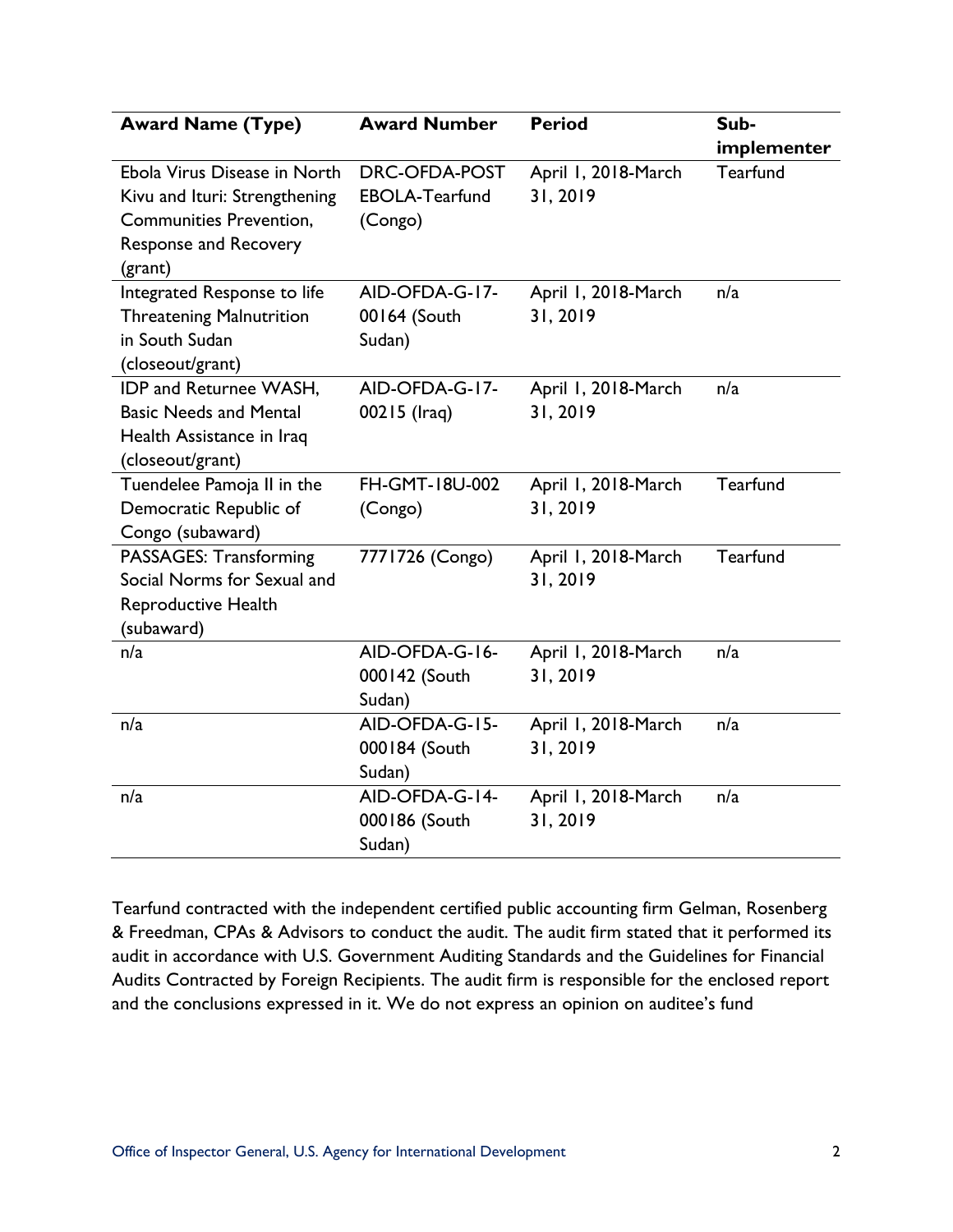| Award Name (Type) | Award Number | Period | Sub-implementer |
|---|---|---|---|
| Ebola Virus Disease in North Kivu and Ituri: Strengthening Communities Prevention, Response and Recovery (grant) | DRC-OFDA-POST EBOLA-Tearfund (Congo) | April 1, 2018-March 31, 2019 | Tearfund |
| Integrated Response to life Threatening Malnutrition in South Sudan (closeout/grant) | AID-OFDA-G-17-00164 (South Sudan) | April 1, 2018-March 31, 2019 | n/a |
| IDP and Returnee WASH, Basic Needs and Mental Health Assistance in Iraq (closeout/grant) | AID-OFDA-G-17-00215 (Iraq) | April 1, 2018-March 31, 2019 | n/a |
| Tuendelee Pamoja II in the Democratic Republic of Congo (subaward) | FH-GMT-18U-002 (Congo) | April 1, 2018-March 31, 2019 | Tearfund |
| PASSAGES: Transforming Social Norms for Sexual and Reproductive Health (subaward) | 7771726 (Congo) | April 1, 2018-March 31, 2019 | Tearfund |
| n/a | AID-OFDA-G-16-000142 (South Sudan) | April 1, 2018-March 31, 2019 | n/a |
| n/a | AID-OFDA-G-15-000184 (South Sudan) | April 1, 2018-March 31, 2019 | n/a |
| n/a | AID-OFDA-G-14-000186 (South Sudan) | April 1, 2018-March 31, 2019 | n/a |

Tearfund contracted with the independent certified public accounting firm Gelman, Rosenberg & Freedman, CPAs & Advisors to conduct the audit. The audit firm stated that it performed its audit in accordance with U.S. Government Auditing Standards and the Guidelines for Financial Audits Contracted by Foreign Recipients. The audit firm is responsible for the enclosed report and the conclusions expressed in it. We do not express an opinion on auditee's fund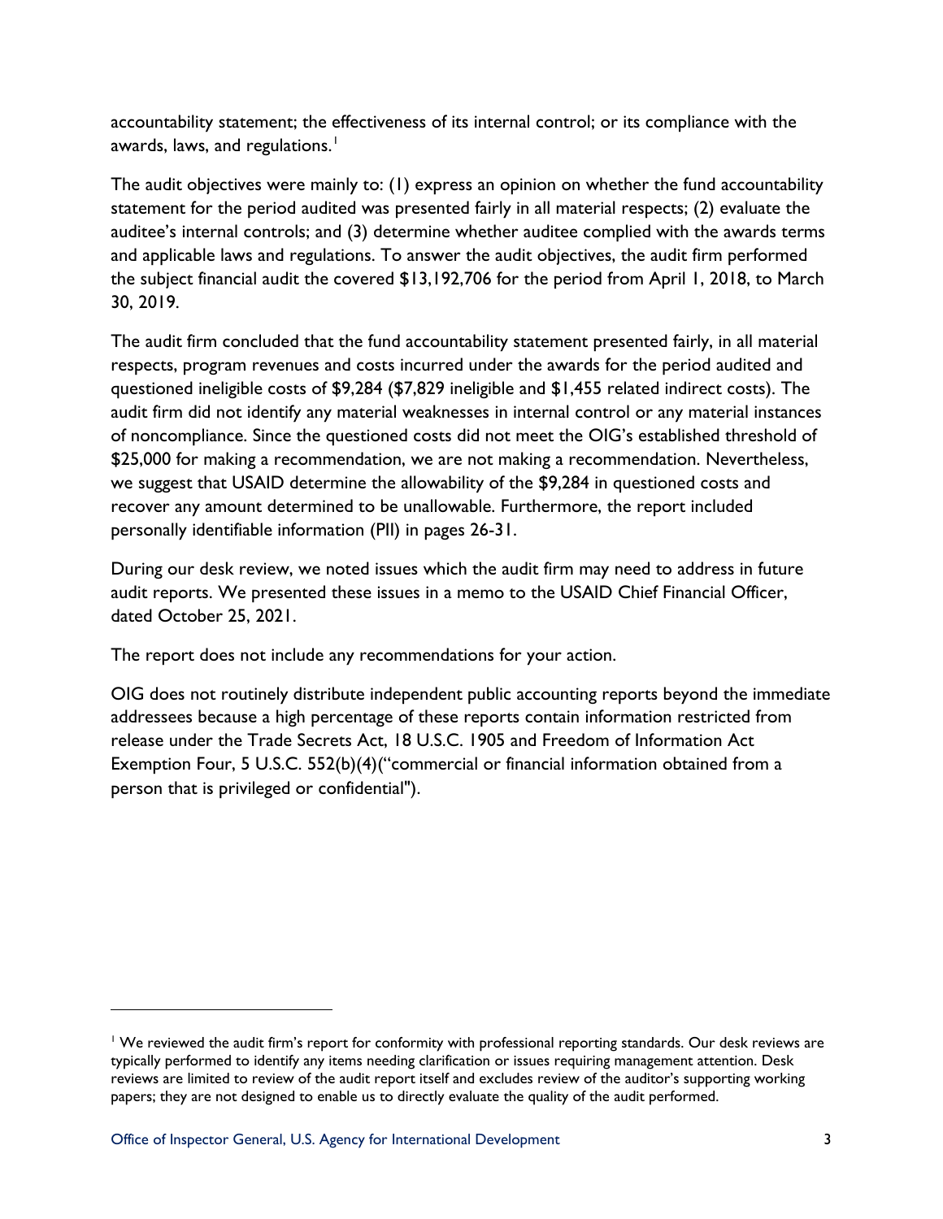accountability statement; the effectiveness of its internal control; or its compliance with the awards, laws, and regulations.[1]

The audit objectives were mainly to: (1) express an opinion on whether the fund accountability statement for the period audited was presented fairly in all material respects; (2) evaluate the auditee's internal controls; and (3) determine whether auditee complied with the awards terms and applicable laws and regulations. To answer the audit objectives, the audit firm performed the subject financial audit the covered $13,192,706 for the period from April 1, 2018, to March 30, 2019.

The audit firm concluded that the fund accountability statement presented fairly, in all material respects, program revenues and costs incurred under the awards for the period audited and questioned ineligible costs of $9,284 ($7,829 ineligible and $1,455 related indirect costs). The audit firm did not identify any material weaknesses in internal control or any material instances of noncompliance. Since the questioned costs did not meet the OIG's established threshold of $25,000 for making a recommendation, we are not making a recommendation. Nevertheless, we suggest that USAID determine the allowability of the $9,284 in questioned costs and recover any amount determined to be unallowable. Furthermore, the report included personally identifiable information (PII) in pages 26-31.

During our desk review, we noted issues which the audit firm may need to address in future audit reports. We presented these issues in a memo to the USAID Chief Financial Officer, dated October 25, 2021.

The report does not include any recommendations for your action.

OIG does not routinely distribute independent public accounting reports beyond the immediate addressees because a high percentage of these reports contain information restricted from release under the Trade Secrets Act, 18 U.S.C. 1905 and Freedom of Information Act Exemption Four, 5 U.S.C. 552(b)(4)("commercial or financial information obtained from a person that is privileged or confidential").

---

[1] We reviewed the audit firm's report for conformity with professional reporting standards. Our desk reviews are typically performed to identify any items needing clarification or issues requiring management attention. Desk reviews are limited to review of the audit report itself and excludes review of the auditor's supporting working papers; they are not designed to enable us to directly evaluate the quality of the audit performed.